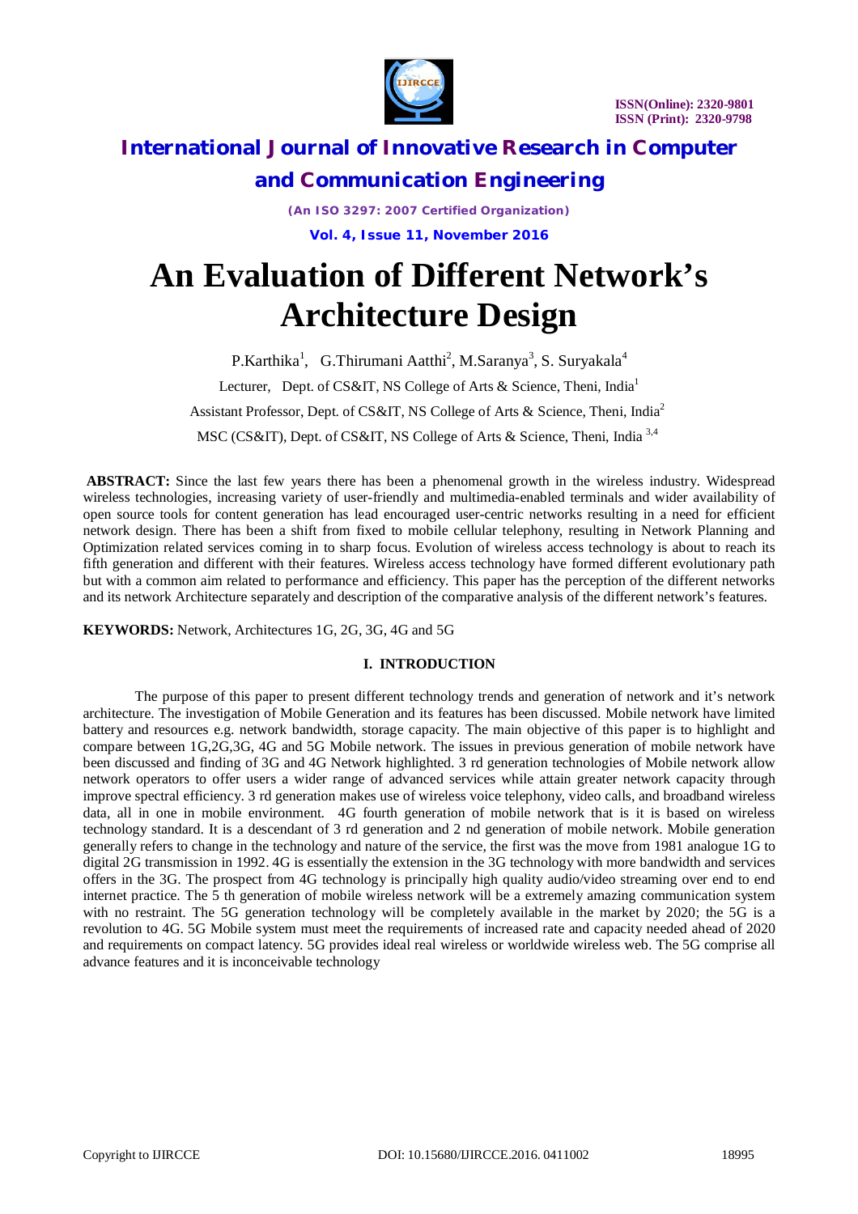# An Evaluation of Different Network's Architecture Design

P.Karthika[1], G.Thirumani Aatthi[2], M.Saranya[3], S. Suryakala[4]

Lecturer, Dept. of CS&IT, NS College of Arts & Science, Theni, India[1]

Assistant Professor, Dept. of CS&IT, NS College of Arts & Science, Theni, India[2]

MSC (CS&IT), Dept. of CS&IT, NS College of Arts & Science, Theni, India [3,4]

**ABSTRACT:** Since the last few years there has been a phenomenal growth in the wireless industry. Widespread wireless technologies, increasing variety of user-friendly and multimedia-enabled terminals and wider availability of open source tools for content generation has lead encouraged user-centric networks resulting in a need for efficient network design. There has been a shift from fixed to mobile cellular telephony, resulting in Network Planning and Optimization related services coming in to sharp focus. Evolution of wireless access technology is about to reach its fifth generation and different with their features. Wireless access technology have formed different evolutionary path but with a common aim related to performance and efficiency. This paper has the perception of the different networks and its network Architecture separately and description of the comparative analysis of the different network's features.

**KEYWORDS:** Network, Architectures 1G, 2G, 3G, 4G and 5G

## I. INTRODUCTION

The purpose of this paper to present different technology trends and generation of network and it's network architecture. The investigation of Mobile Generation and its features has been discussed. Mobile network have limited battery and resources e.g. network bandwidth, storage capacity. The main objective of this paper is to highlight and compare between 1G,2G,3G, 4G and 5G Mobile network. The issues in previous generation of mobile network have been discussed and finding of 3G and 4G Network highlighted. 3 rd generation technologies of Mobile network allow network operators to offer users a wider range of advanced services while attain greater network capacity through improve spectral efficiency. 3 rd generation makes use of wireless voice telephony, video calls, and broadband wireless data, all in one in mobile environment. 4G fourth generation of mobile network that is it is based on wireless technology standard. It is a descendant of 3 rd generation and 2 nd generation of mobile network. Mobile generation generally refers to change in the technology and nature of the service, the first was the move from 1981 analogue 1G to digital 2G transmission in 1992. 4G is essentially the extension in the 3G technology with more bandwidth and services offers in the 3G. The prospect from 4G technology is principally high quality audio/video streaming over end to end internet practice. The 5 th generation of mobile wireless network will be a extremely amazing communication system with no restraint. The 5G generation technology will be completely available in the market by 2020; the 5G is a revolution to 4G. 5G Mobile system must meet the requirements of increased rate and capacity needed ahead of 2020 and requirements on compact latency. 5G provides ideal real wireless or worldwide wireless web. The 5G comprise all advance features and it is inconceivable technology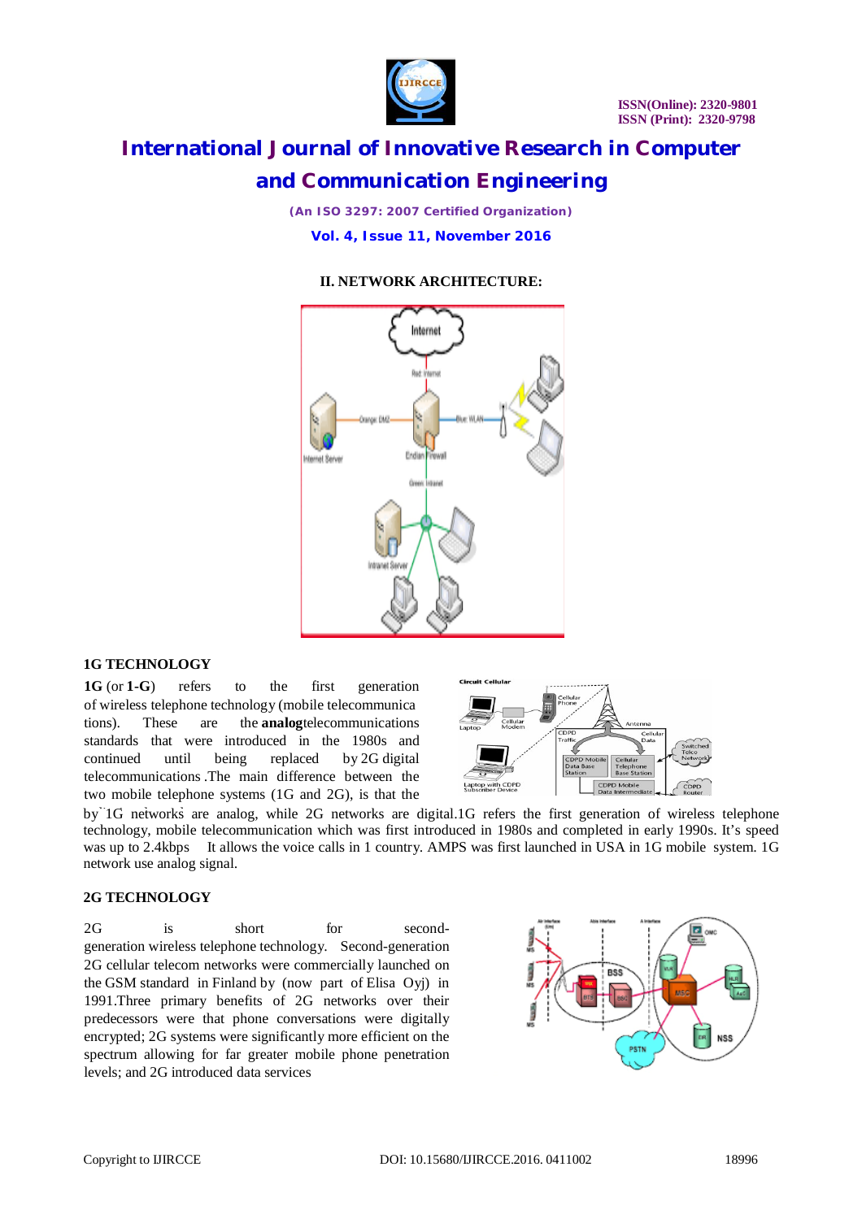## II. NETWORK ARCHITECTURE:

### 1G TECHNOLOGY

**1G** (or **1-G**) refers to the first generation of wireless telephone technology (mobile telecommunica tions). These are the **analog**telecommunications standards that were introduced in the 1980s and continued until being replaced by 2G digital telecommunications .The main difference between the two mobile telephone systems (1G and 2G), is that the by 1G networks are analog, while 2G networks are digital.1G refers the first generation of wireless telephone technology, mobile telecommunication which was first introduced in 1980s and completed in early 1990s. It's speed was up to 2.4kbps It allows the voice calls in 1 country. AMPS was first launched in USA in 1G mobile system. 1G network use analog signal.

### 2G TECHNOLOGY

2G is short for second-generation wireless telephone technology. Second-generation 2G cellular telecom networks were commercially launched on the GSM standard in Finland by (now part of Elisa Oyj) in 1991.Three primary benefits of 2G networks over their predecessors were that phone conversations were digitally encrypted; 2G systems were significantly more efficient on the spectrum allowing for far greater mobile phone penetration levels; and 2G introduced data services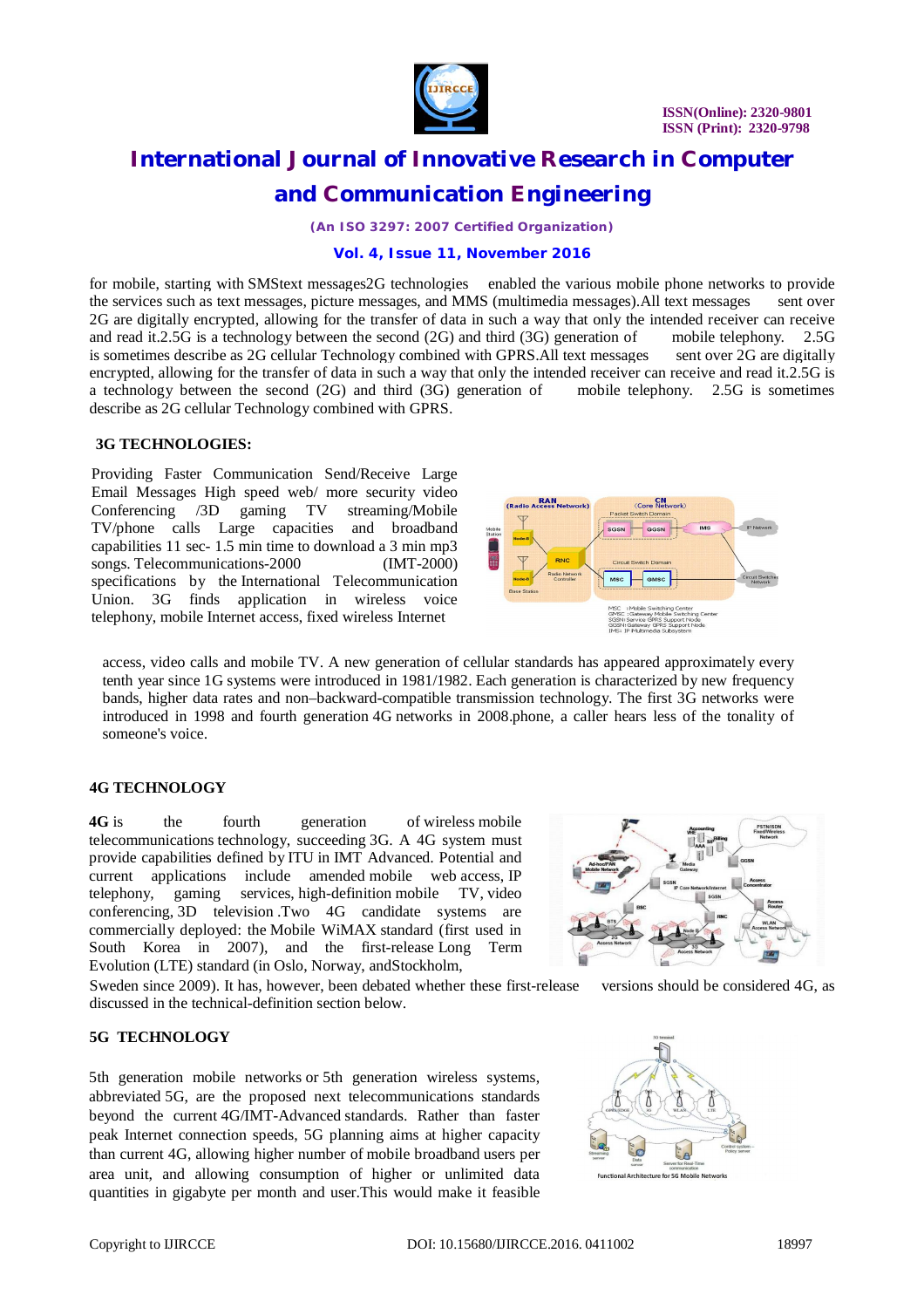for mobile, starting with SMStext messages2G technologies enabled the various mobile phone networks to provide the services such as text messages, picture messages, and MMS (multimedia messages).All text messages sent over 2G are digitally encrypted, allowing for the transfer of data in such a way that only the intended receiver can receive and read it.2.5G is a technology between the second (2G) and third (3G) generation of mobile telephony. 2.5G is sometimes describe as 2G cellular Technology combined with GPRS.All text messages sent over 2G are digitally encrypted, allowing for the transfer of data in such a way that only the intended receiver can receive and read it.2.5G is a technology between the second (2G) and third (3G) generation of mobile telephony. 2.5G is sometimes describe as 2G cellular Technology combined with GPRS.

## 3G TECHNOLOGIES:

Providing Faster Communication Send/Receive Large Email Messages High speed web/ more security video Conferencing /3D gaming TV streaming/Mobile TV/phone calls Large capacities and broadband capabilities 11 sec- 1.5 min time to download a 3 min mp3 songs. Telecommunications-2000 (IMT-2000) specifications by the International Telecommunication Union. 3G finds application in wireless voice telephony, mobile Internet access, fixed wireless Internet access, video calls and mobile TV. A new generation of cellular standards has appeared approximately every tenth year since 1G systems were introduced in 1981/1982. Each generation is characterized by new frequency bands, higher data rates and non–backward-compatible transmission technology. The first 3G networks were introduced in 1998 and fourth generation 4G networks in 2008.phone, a caller hears less of the tonality of someone's voice.

## 4G TECHNOLOGY

**4G** is the fourth generation of wireless mobile telecommunications technology, succeeding 3G. A 4G system must provide capabilities defined by ITU in IMT Advanced. Potential and current applications include amended mobile web access, IP telephony, gaming services, high-definition mobile TV, video conferencing, 3D television .Two 4G candidate systems are commercially deployed: the Mobile WiMAX standard (first used in South Korea in 2007), and the first-release Long Term Evolution (LTE) standard (in Oslo, Norway, andStockholm, Sweden since 2009). It has, however, been debated whether these first-release versions should be considered 4G, as discussed in the technical-definition section below.

## 5G TECHNOLOGY

5th generation mobile networks or 5th generation wireless systems, abbreviated 5G, are the proposed next telecommunications standards beyond the current 4G/IMT-Advanced standards. Rather than faster peak Internet connection speeds, 5G planning aims at higher capacity than current 4G, allowing higher number of mobile broadband users per area unit, and allowing consumption of higher or unlimited data quantities in gigabyte per month and user.This would make it feasible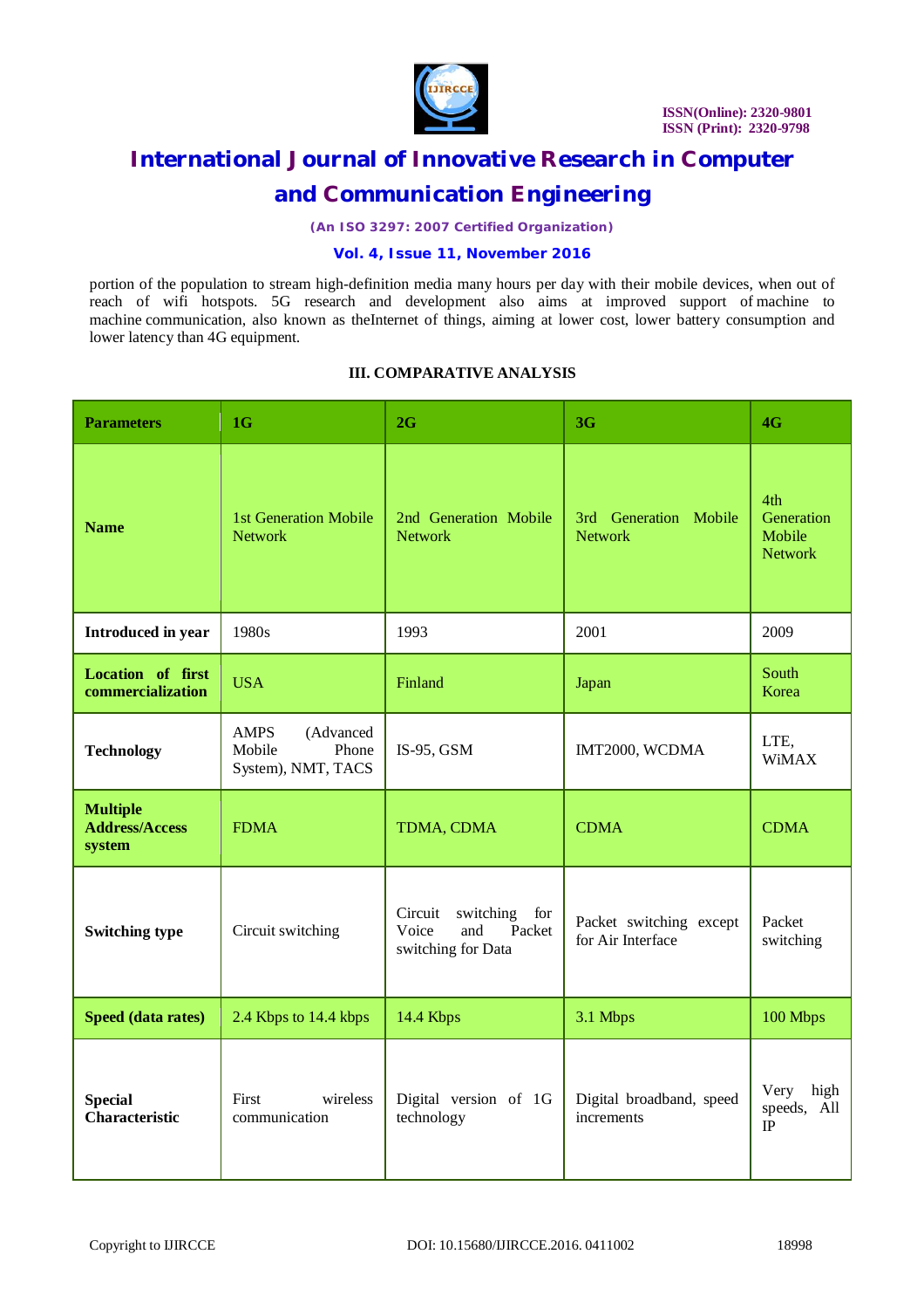portion of the population to stream high-definition media many hours per day with their mobile devices, when out of reach of wifi hotspots. 5G research and development also aims at improved support of machine to machine communication, also known as theInternet of things, aiming at lower cost, lower battery consumption and lower latency than 4G equipment.

### III. COMPARATIVE ANALYSIS

| Parameters | 1G | 2G | 3G | 4G |
|---|---|---|---|---|
| **Name** | 1st Generation Mobile Network | 2nd Generation Mobile Network | 3rd Generation Mobile Network | 4th Generation Mobile Network |
| **Introduced in year** | 1980s | 1993 | 2001 | 2009 |
| **Location of first commercialization** | USA | Finland | Japan | South Korea |
| **Technology** | AMPS (Advanced Mobile Phone System), NMT, TACS | IS-95, GSM | IMT2000, WCDMA | LTE, WiMAX |
| **Multiple Address/Access system** | FDMA | TDMA, CDMA | CDMA | CDMA |
| **Switching type** | Circuit switching | Circuit switching for Voice and Packet switching for Data | Packet switching except for Air Interface | Packet switching |
| **Speed (data rates)** | 2.4 Kbps to 14.4 kbps | 14.4 Kbps | 3.1 Mbps | 100 Mbps |
| **Special Characteristic** | First wireless communication | Digital version of 1G technology | Digital broadband, speed increments | Very high speeds, All IP |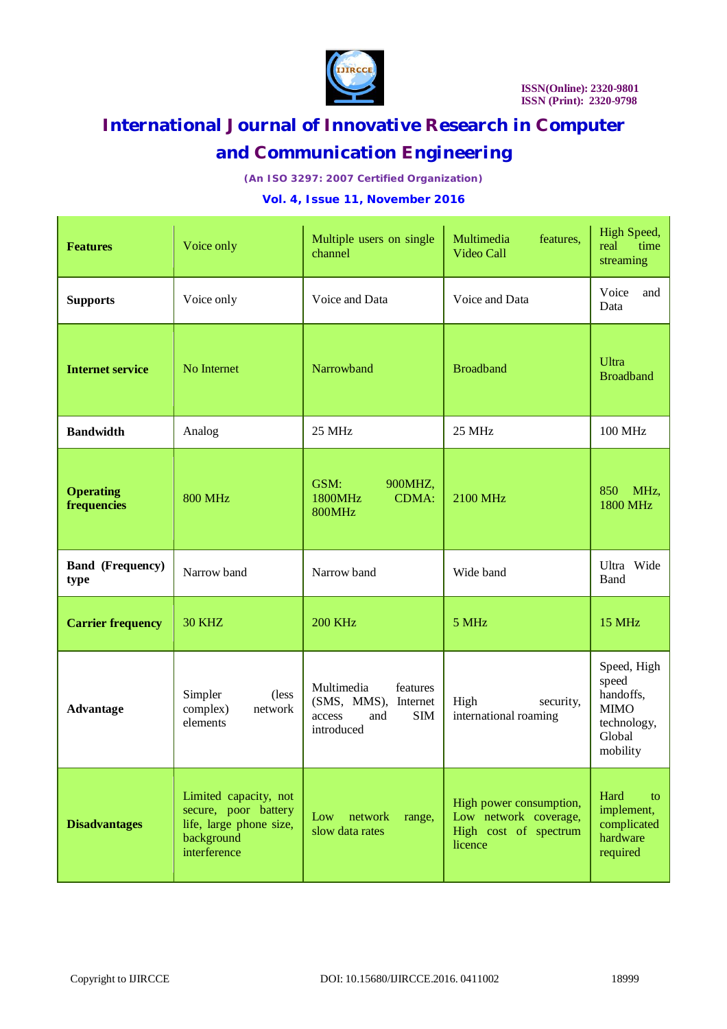| Features | Voice only | Multiple users on single channel | Multimedia features, Video Call | High Speed, real time streaming |
|---|---|---|---|---|
| **Supports** | Voice only | Voice and Data | Voice and Data | Voice and Data |
| **Internet service** | No Internet | Narrowband | Broadband | Ultra Broadband |
| **Bandwidth** | Analog | 25 MHz | 25 MHz | 100 MHz |
| **Operating frequencies** | 800 MHz | GSM: 900MHZ, 1800MHz CDMA: 800MHz | 2100 MHz | 850 MHz, 1800 MHz |
| **Band (Frequency) type** | Narrow band | Narrow band | Wide band | Ultra Wide Band |
| **Carrier frequency** | 30 KHZ | 200 KHz | 5 MHz | 15 MHz |
| **Advantage** | Simpler (less complex) network elements | Multimedia features (SMS, MMS), Internet access and SIM introduced | High security, international roaming | Speed, High speed handoffs, MIMO technology, Global mobility |
| **Disadvantages** | Limited capacity, not secure, poor battery life, large phone size, background interference | Low network range, slow data rates | High power consumption, Low network coverage, High cost of spectrum licence | Hard to implement, complicated hardware required |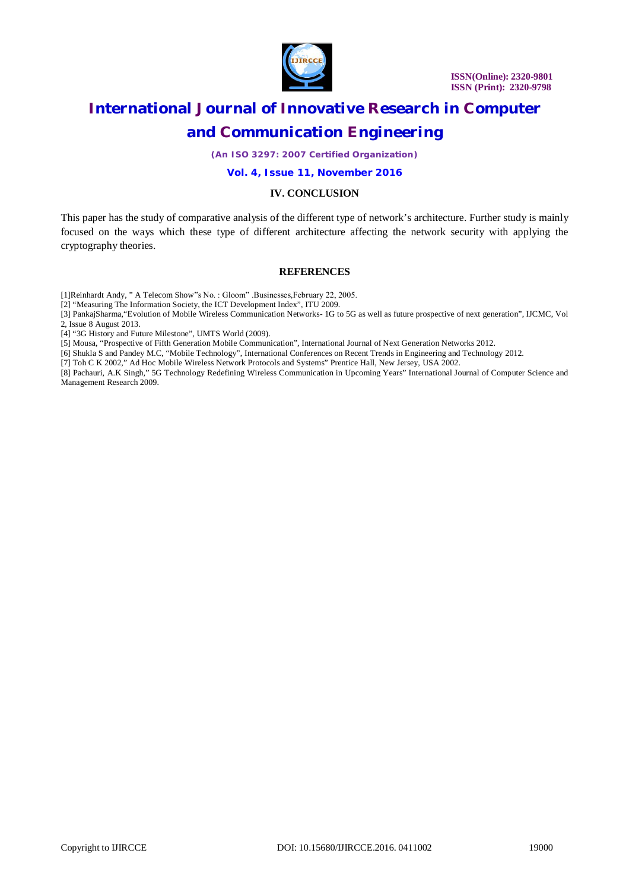## IV. CONCLUSION

This paper has the study of comparative analysis of the different type of network's architecture. Further study is mainly focused on the ways which these type of different architecture affecting the network security with applying the cryptography theories.

## REFERENCES

[1]Reinhardt Andy, " A Telecom Show"s No. : Gloom" .Businesses,February 22, 2005.

[2] "Measuring The Information Society, the ICT Development Index", ITU 2009.

[3] PankajSharma,"Evolution of Mobile Wireless Communication Networks- 1G to 5G as well as future prospective of next generation", IJCMC, Vol 2, Issue 8 August 2013.

[4] "3G History and Future Milestone", UMTS World (2009).

[5] Mousa, "Prospective of Fifth Generation Mobile Communication", International Journal of Next Generation Networks 2012.

[6] Shukla S and Pandey M.C, "Mobile Technology", International Conferences on Recent Trends in Engineering and Technology 2012.

[7] Toh C K 2002," Ad Hoc Mobile Wireless Network Protocols and Systems" Prentice Hall, New Jersey, USA 2002.

[8] Pachauri, A.K Singh," 5G Technology Redefining Wireless Communication in Upcoming Years" International Journal of Computer Science and Management Research 2009.